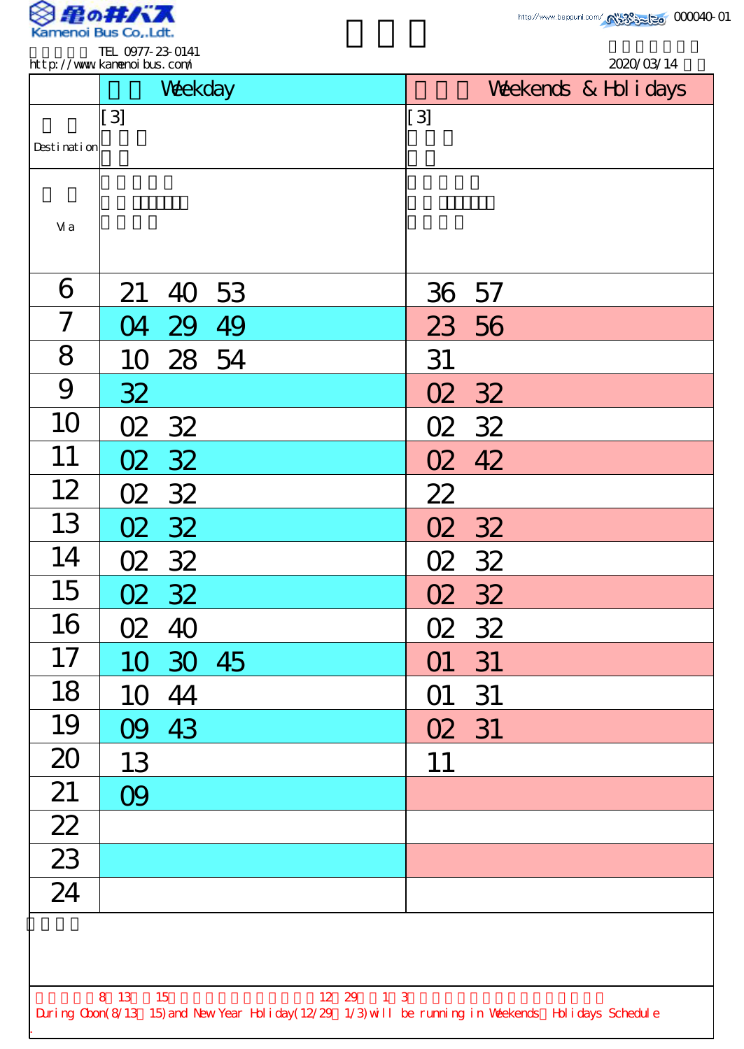Kamenoi Bus Co.,Ldt.

TEL 0977-23-0141
http://www.kamenoibus.com/

http://www.beppunl.com/ 000040-01

2020/03/14

| | Weekday | Weekends & Holidays |
|---|---|---|
| Destination | [3] | [3] |
| Via | | |
| 6 | 21 40 53 | 36 57 |
| 7 | 04 29 49 | 23 56 |
| 8 | 10 28 54 | 31 |
| 9 | 32 | 02 32 |
| 10 | 02 32 | 02 32 |
| 11 | 02 32 | 02 42 |
| 12 | 02 32 | 22 |
| 13 | 02 32 | 02 32 |
| 14 | 02 32 | 02 32 |
| 15 | 02 32 | 02 32 |
| 16 | 02 40 | 02 32 |
| 17 | 10 30 45 | 01 31 |
| 18 | 10 44 | 01 31 |
| 19 | 09 43 | 02 31 |
| 20 | 13 | 11 |
| 21 | 09 | |
| 22 | | |
| 23 | | |
| 24 | | |

8 13 15 12 29 1 3

During Obon(8/13～15) and New Year Holiday(12/29～1/3) will be running in Weekends・Holidays Schedule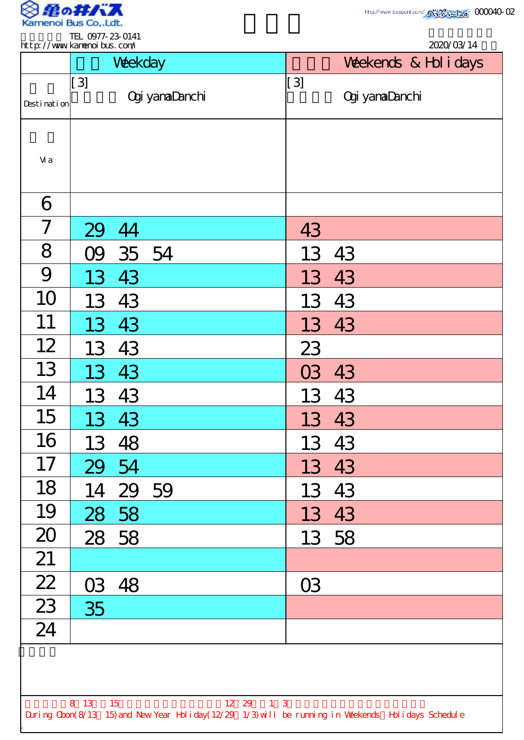Kamenoi Bus Co.,Ldt.

TEL 0977-23-0141
http://www.kamenoibus.com/

http://www.beppunavi.com/ 000040-02

2020/03/14

| | Weekday | Weekends & Holidays |
|---|---|---|
| Destination | [3] OgiyamaDanchi | [3] OgiyamaDanchi |
| Via | | |
| 6 | | |
| 7 | 29 44 | 43 |
| 8 | 09 35 54 | 13 43 |
| 9 | 13 43 | 13 43 |
| 10 | 13 43 | 13 43 |
| 11 | 13 43 | 13 43 |
| 12 | 13 43 | 23 |
| 13 | 13 43 | 03 43 |
| 14 | 13 43 | 13 43 |
| 15 | 13 43 | 13 43 |
| 16 | 13 48 | 13 43 |
| 17 | 29 54 | 13 43 |
| 18 | 14 29 59 | 13 43 |
| 19 | 28 58 | 13 43 |
| 20 | 28 58 | 13 58 |
| 21 | | |
| 22 | 03 48 | 03 |
| 23 | 35 | |
| 24 | | |

8 13 15 12 29 1 3

During Obon(8/13 15)and New Year Holiday(12/29 1/3)will be running in Weekends Holidays Schedule